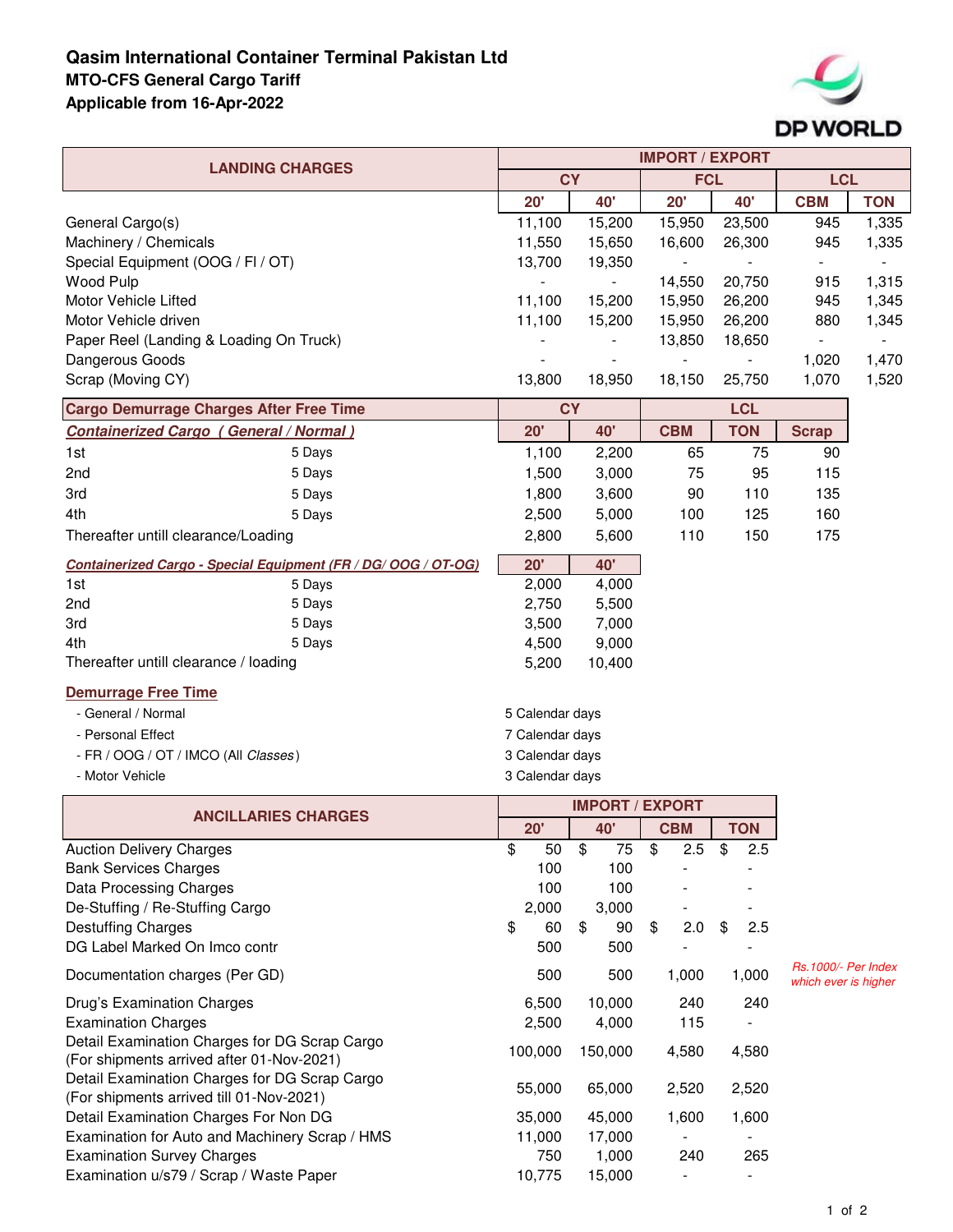# Qasim International Container Terminal Pakistan Ltd

**MTO-CFS General Cargo Tariff**

**Applicable from 16-Apr-2022**

DP WORLD

| LANDING CHARGES | IMPORT / EXPORT | | | | | |
|---|---|---|---|---|---|---|
| | CY | | FCL | | LCL | |
| | 20' | 40' | 20' | 40' | CBM | TON |
| General Cargo(s) | 11,100 | 15,200 | 15,950 | 23,500 | 945 | 1,335 |
| Machinery / Chemicals | 11,550 | 15,650 | 16,600 | 26,300 | 945 | 1,335 |
| Special Equipment (OOG / FI / OT) | 13,700 | 19,350 | - | - | - | - |
| Wood Pulp | - | - | 14,550 | 20,750 | 915 | 1,315 |
| Motor Vehicle Lifted | 11,100 | 15,200 | 15,950 | 26,200 | 945 | 1,345 |
| Motor Vehicle driven | 11,100 | 15,200 | 15,950 | 26,200 | 880 | 1,345 |
| Paper Reel (Landing & Loading On Truck) | - | - | 13,850 | 18,650 | - | - |
| Dangerous Goods | - | - | - | - | 1,020 | 1,470 |
| Scrap (Moving CY) | 13,800 | 18,950 | 18,150 | 25,750 | 1,070 | 1,520 |

| Cargo Demurrage Charges After Free Time | | CY | | LCL | | |
|---|---|---|---|---|---|---|
| ***Containerized Cargo ( General / Normal )*** | | 20' | 40' | CBM | TON | Scrap |
| 1st | 5 Days | 1,100 | 2,200 | 65 | 75 | 90 |
| 2nd | 5 Days | 1,500 | 3,000 | 75 | 95 | 115 |
| 3rd | 5 Days | 1,800 | 3,600 | 90 | 110 | 135 |
| 4th | 5 Days | 2,500 | 5,000 | 100 | 125 | 160 |
| Thereafter untill clearance/Loading | | 2,800 | 5,600 | 110 | 150 | 175 |

| ***Containerized Cargo - Special Equipment (FR / DG/ OOG / OT-OG)*** | | 20' | 40' |
|---|---|---|---|
| 1st | 5 Days | 2,000 | 4,000 |
| 2nd | 5 Days | 2,750 | 5,500 |
| 3rd | 5 Days | 3,500 | 7,000 |
| 4th | 5 Days | 4,500 | 9,000 |
| Thereafter untill clearance / loading | | 5,200 | 10,400 |

**Demurrage Free Time**

| | |
|---|---|
| - General / Normal | 5 Calendar days |
| - Personal Effect | 7 Calendar days |
| - FR / OOG / OT / IMCO (All *Classes*) | 3 Calendar days |
| - Motor Vehicle | 3 Calendar days |

| ANCILLARIES CHARGES | IMPORT / EXPORT | | | | |
|---|---|---|---|---|---|
| | 20' | 40' | CBM | TON | |
| Auction Delivery Charges | $ 50 | $ 75 | $ 2.5 | $ 2.5 | |
| Bank Services Charges | 100 | 100 | - | - | |
| Data Processing Charges | 100 | 100 | - | - | |
| De-Stuffing / Re-Stuffing Cargo | 2,000 | 3,000 | - | - | |
| Destuffing Charges | $ 60 | $ 90 | $ 2.0 | $ 2.5 | |
| DG Label Marked On Imco contr | 500 | 500 | - | - | |
| Documentation charges (Per GD) | 500 | 500 | 1,000 | 1,000 | *Rs.1000/- Per Index which ever is higher* |
| Drug's Examination Charges | 6,500 | 10,000 | 240 | 240 | |
| Examination Charges | 2,500 | 4,000 | 115 | - | |
| Detail Examination Charges for DG Scrap Cargo (For shipments arrived after 01-Nov-2021) | 100,000 | 150,000 | 4,580 | 4,580 | |
| Detail Examination Charges for DG Scrap Cargo (For shipments arrived till 01-Nov-2021) | 55,000 | 65,000 | 2,520 | 2,520 | |
| Detail Examination Charges For Non DG | 35,000 | 45,000 | 1,600 | 1,600 | |
| Examination for Auto and Machinery Scrap / HMS | 11,000 | 17,000 | - | - | |
| Examination Survey Charges | 750 | 1,000 | 240 | 265 | |
| Examination u/s79 / Scrap / Waste Paper | 10,775 | 15,000 | - | - | |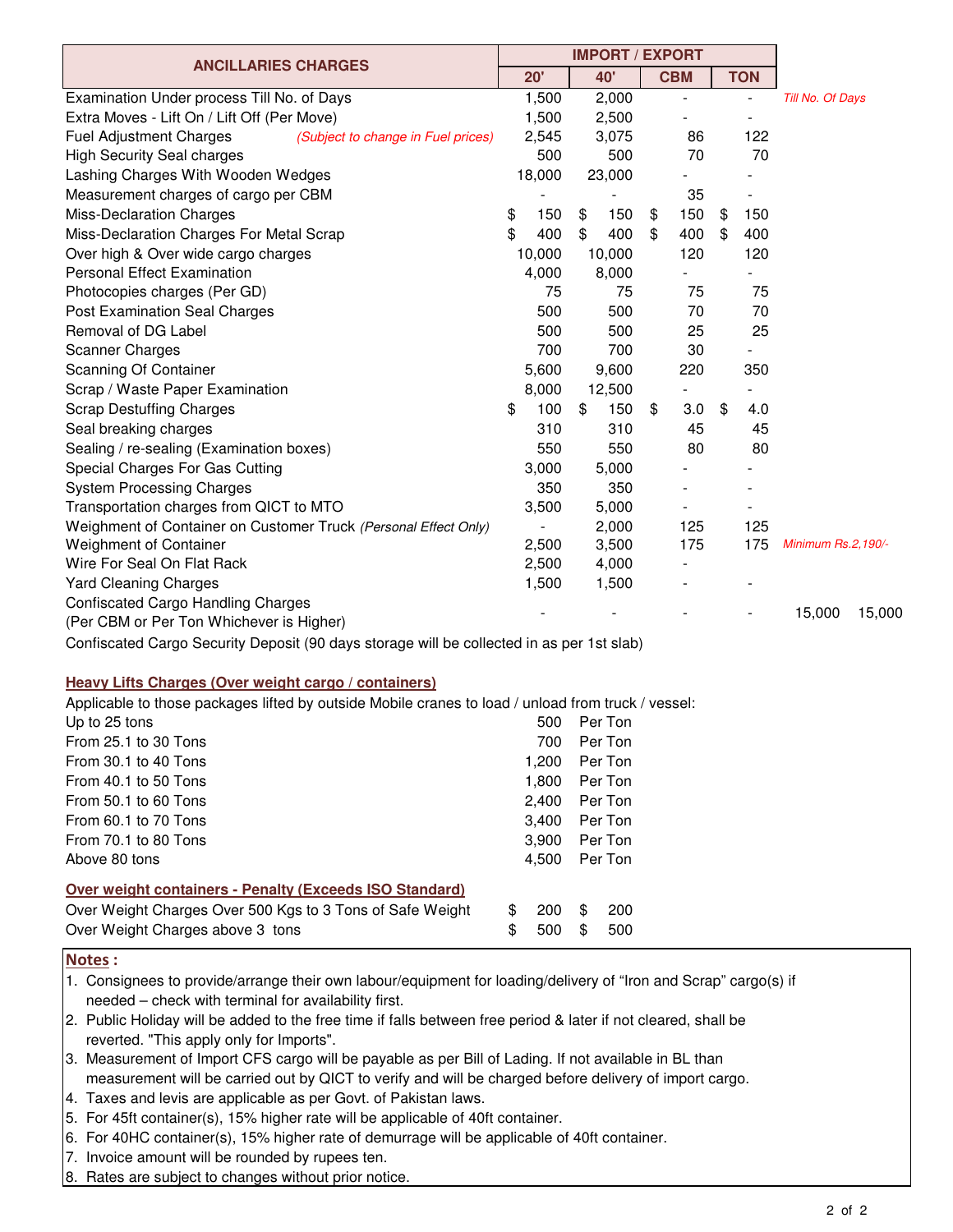| ANCILLARIES CHARGES | IMPORT / EXPORT | | | | |
|---|---|---|---|---|---|
| | 20' | 40' | CBM | TON | |
| Examination Under process Till No. of Days | 1,500 | 2,000 | - | - | *Till No. Of Days* |
| Extra Moves - Lift On / Lift Off (Per Move) | 1,500 | 2,500 | - | - | |
| Fuel Adjustment Charges *(Subject to change in Fuel prices)* | 2,545 | 3,075 | 86 | 122 | |
| High Security Seal charges | 500 | 500 | 70 | 70 | |
| Lashing Charges With Wooden Wedges | 18,000 | 23,000 | - | - | |
| Measurement charges of cargo per CBM | - | - | 35 | - | |
| Miss-Declaration Charges | $ 150 | $ 150 | $ 150 | $ 150 | |
| Miss-Declaration Charges For Metal Scrap | $ 400 | $ 400 | $ 400 | $ 400 | |
| Over high & Over wide cargo charges | 10,000 | 10,000 | 120 | 120 | |
| Personal Effect Examination | 4,000 | 8,000 | - | - | |
| Photocopies charges (Per GD) | 75 | 75 | 75 | 75 | |
| Post Examination Seal Charges | 500 | 500 | 70 | 70 | |
| Removal of DG Label | 500 | 500 | 25 | 25 | |
| Scanner Charges | 700 | 700 | 30 | - | |
| Scanning Of Container | 5,600 | 9,600 | 220 | 350 | |
| Scrap / Waste Paper Examination | 8,000 | 12,500 | - | - | |
| Scrap Destuffing Charges | $ 100 | $ 150 | $ 3.0 | $ 4.0 | |
| Seal breaking charges | 310 | 310 | 45 | 45 | |
| Sealing / re-sealing (Examination boxes) | 550 | 550 | 80 | 80 | |
| Special Charges For Gas Cutting | 3,000 | 5,000 | - | - | |
| System Processing Charges | 350 | 350 | - | - | |
| Transportation charges from QICT to MTO | 3,500 | 5,000 | - | - | |
| Weighment of Container on Customer Truck *(Personal Effect Only)* | - | 2,000 | 125 | 125 | |
| Weighment of Container | 2,500 | 3,500 | 175 | 175 | *Minimum Rs.2,190/-* |
| Wire For Seal On Flat Rack | 2,500 | 4,000 | - | | |
| Yard Cleaning Charges | 1,500 | 1,500 | - | - | |
| Confiscated Cargo Handling Charges (Per CBM or Per Ton Whichever is Higher) | - | - | - | - | 15,000 15,000 |

Confiscated Cargo Security Deposit (90 days storage will be collected in as per 1st slab)

**Heavy Lifts Charges (Over weight cargo / containers)**

Applicable to those packages lifted by outside Mobile cranes to load / unload from truck / vessel:

| | | |
|---|---|---|
| Up to 25 tons | 500 | Per Ton |
| From 25.1 to 30 Tons | 700 | Per Ton |
| From 30.1 to 40 Tons | 1,200 | Per Ton |
| From 40.1 to 50 Tons | 1,800 | Per Ton |
| From 50.1 to 60 Tons | 2,400 | Per Ton |
| From 60.1 to 70 Tons | 3,400 | Per Ton |
| From 70.1 to 80 Tons | 3,900 | Per Ton |
| Above 80 tons | 4,500 | Per Ton |

**Over weight containers - Penalty (Exceeds ISO Standard)**

| | | |
|---|---|---|
| Over Weight Charges Over 500 Kgs to 3 Tons of Safe Weight | $ 200 | $ 200 |
| Over Weight Charges above 3 tons | $ 500 | $ 500 |

**Notes :**

1. Consignees to provide/arrange their own labour/equipment for loading/delivery of "Iron and Scrap" cargo(s) if needed – check with terminal for availability first.
2. Public Holiday will be added to the free time if falls between free period & later if not cleared, shall be reverted. "This apply only for Imports".
3. Measurement of Import CFS cargo will be payable as per Bill of Lading. If not available in BL than measurement will be carried out by QICT to verify and will be charged before delivery of import cargo.
4. Taxes and levis are applicable as per Govt. of Pakistan laws.
5. For 45ft container(s), 15% higher rate will be applicable of 40ft container.
6. For 40HC container(s), 15% higher rate of demurrage will be applicable of 40ft container.
7. Invoice amount will be rounded by rupees ten.
8. Rates are subject to changes without prior notice.